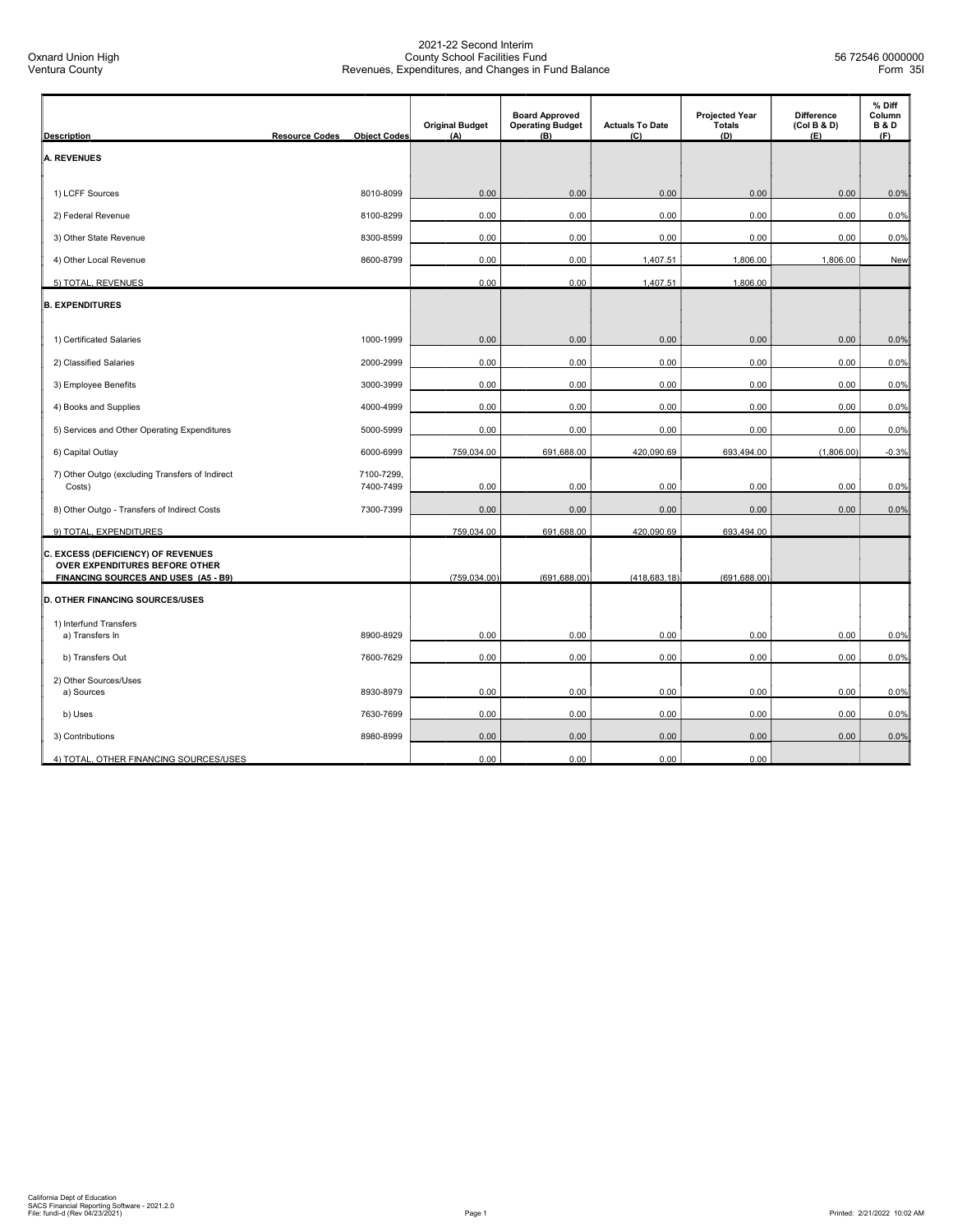Oxnard Union High
Ventura County

# 2021-22 Second Interim
## County School Facilities Fund
## Revenues, Expenditures, and Changes in Fund Balance

56 72546 0000000
Form 35I

| Description | Resource Codes | Object Codes | Original Budget (A) | Board Approved Operating Budget (B) | Actuals To Date (C) | Projected Year Totals (D) | Difference (Col B & D) (E) | % Diff Column B & D (F) |
|---|---|---|---|---|---|---|---|---|
| **A. REVENUES** | | | | | | | | |
| 1) LCFF Sources | | 8010-8099 | 0.00 | 0.00 | 0.00 | 0.00 | 0.00 | 0.0% |
| 2) Federal Revenue | | 8100-8299 | 0.00 | 0.00 | 0.00 | 0.00 | 0.00 | 0.0% |
| 3) Other State Revenue | | 8300-8599 | 0.00 | 0.00 | 0.00 | 0.00 | 0.00 | 0.0% |
| 4) Other Local Revenue | | 8600-8799 | 0.00 | 0.00 | 1,407.51 | 1,806.00 | 1,806.00 | New |
| 5) TOTAL, REVENUES | | | 0.00 | 0.00 | 1,407.51 | 1,806.00 | | |
| **B. EXPENDITURES** | | | | | | | | |
| 1) Certificated Salaries | | 1000-1999 | 0.00 | 0.00 | 0.00 | 0.00 | 0.00 | 0.0% |
| 2) Classified Salaries | | 2000-2999 | 0.00 | 0.00 | 0.00 | 0.00 | 0.00 | 0.0% |
| 3) Employee Benefits | | 3000-3999 | 0.00 | 0.00 | 0.00 | 0.00 | 0.00 | 0.0% |
| 4) Books and Supplies | | 4000-4999 | 0.00 | 0.00 | 0.00 | 0.00 | 0.00 | 0.0% |
| 5) Services and Other Operating Expenditures | | 5000-5999 | 0.00 | 0.00 | 0.00 | 0.00 | 0.00 | 0.0% |
| 6) Capital Outlay | | 6000-6999 | 759,034.00 | 691,688.00 | 420,090.69 | 693,494.00 | (1,806.00) | -0.3% |
| 7) Other Outgo (excluding Transfers of Indirect Costs) | | 7100-7299, 7400-7499 | 0.00 | 0.00 | 0.00 | 0.00 | 0.00 | 0.0% |
| 8) Other Outgo - Transfers of Indirect Costs | | 7300-7399 | 0.00 | 0.00 | 0.00 | 0.00 | 0.00 | 0.0% |
| 9) TOTAL, EXPENDITURES | | | 759,034.00 | 691,688.00 | 420,090.69 | 693,494.00 | | |
| **C. EXCESS (DEFICIENCY) OF REVENUES OVER EXPENDITURES BEFORE OTHER FINANCING SOURCES AND USES (A5 - B9)** | | | (759,034.00) | (691,688.00) | (418,683.18) | (691,688.00) | | |
| **D. OTHER FINANCING SOURCES/USES** | | | | | | | | |
| 1) Interfund Transfers<br>a) Transfers In | | 8900-8929 | 0.00 | 0.00 | 0.00 | 0.00 | 0.00 | 0.0% |
| b) Transfers Out | | 7600-7629 | 0.00 | 0.00 | 0.00 | 0.00 | 0.00 | 0.0% |
| 2) Other Sources/Uses<br>a) Sources | | 8930-8979 | 0.00 | 0.00 | 0.00 | 0.00 | 0.00 | 0.0% |
| b) Uses | | 7630-7699 | 0.00 | 0.00 | 0.00 | 0.00 | 0.00 | 0.0% |
| 3) Contributions | | 8980-8999 | 0.00 | 0.00 | 0.00 | 0.00 | 0.00 | 0.0% |
| 4) TOTAL, OTHER FINANCING SOURCES/USES | | | 0.00 | 0.00 | 0.00 | 0.00 | | |

California Dept of Education
SACS Financial Reporting Software - 2021.2.0
File: fundi-d (Rev 04/23/2021)

Printed: 2/21/2022 10:02 AM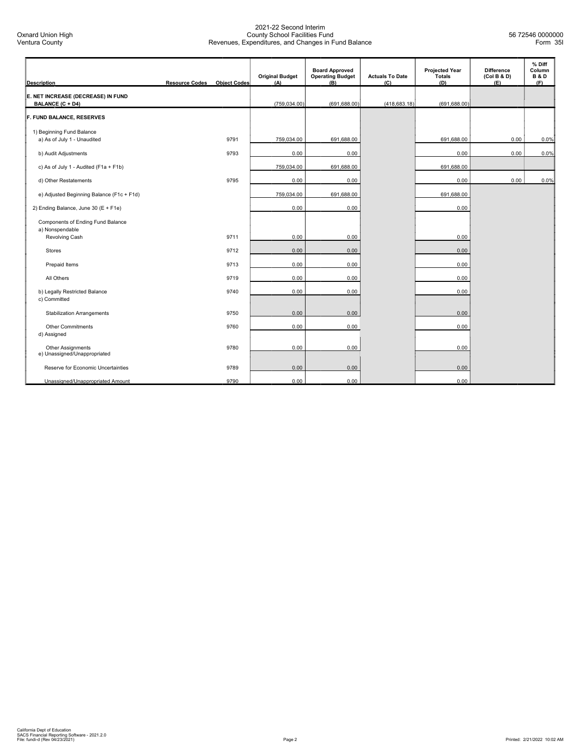| Description | Resource Codes | Object Codes | Original Budget (A) | Board Approved Operating Budget (B) | Actuals To Date (C) | Projected Year Totals (D) | Difference (Col B & D) (E) | % Diff Column B & D (F) |
|---|---|---|---|---|---|---|---|---|
| **E. NET INCREASE (DECREASE) IN FUND BALANCE (C + D4)** | | | (759,034.00) | (691,688.00) | (418,683.18) | (691,688.00) | | |
| **F. FUND BALANCE, RESERVES** | | | | | | | | |
| 1) Beginning Fund Balance | | | | | | | | |
| a) As of July 1 - Unaudited | | 9791 | 759,034.00 | 691,688.00 | | 691,688.00 | 0.00 | 0.0% |
| b) Audit Adjustments | | 9793 | 0.00 | 0.00 | | 0.00 | 0.00 | 0.0% |
| c) As of July 1 - Audited (F1a + F1b) | | | 759,034.00 | 691,688.00 | | 691,688.00 | | |
| d) Other Restatements | | 9795 | 0.00 | 0.00 | | 0.00 | 0.00 | 0.0% |
| e) Adjusted Beginning Balance (F1c + F1d) | | | 759,034.00 | 691,688.00 | | 691,688.00 | | |
| 2) Ending Balance, June 30 (E + F1e) | | | 0.00 | 0.00 | | 0.00 | | |
| Components of Ending Fund Balance | | | | | | | | |
| a) Nonspendable | | | | | | | | |
| Revolving Cash | | 9711 | 0.00 | 0.00 | | 0.00 | | |
| Stores | | 9712 | 0.00 | 0.00 | | 0.00 | | |
| Prepaid Items | | 9713 | 0.00 | 0.00 | | 0.00 | | |
| All Others | | 9719 | 0.00 | 0.00 | | 0.00 | | |
| b) Legally Restricted Balance | | 9740 | 0.00 | 0.00 | | 0.00 | | |
| c) Committed | | | | | | | | |
| Stabilization Arrangements | | 9750 | 0.00 | 0.00 | | 0.00 | | |
| Other Commitments | | 9760 | 0.00 | 0.00 | | 0.00 | | |
| d) Assigned | | | | | | | | |
| Other Assignments | | 9780 | 0.00 | 0.00 | | 0.00 | | |
| e) Unassigned/Unappropriated | | | | | | | | |
| Reserve for Economic Uncertainties | | 9789 | 0.00 | 0.00 | | 0.00 | | |
| Unassigned/Unappropriated Amount | | 9790 | 0.00 | 0.00 | | 0.00 | | |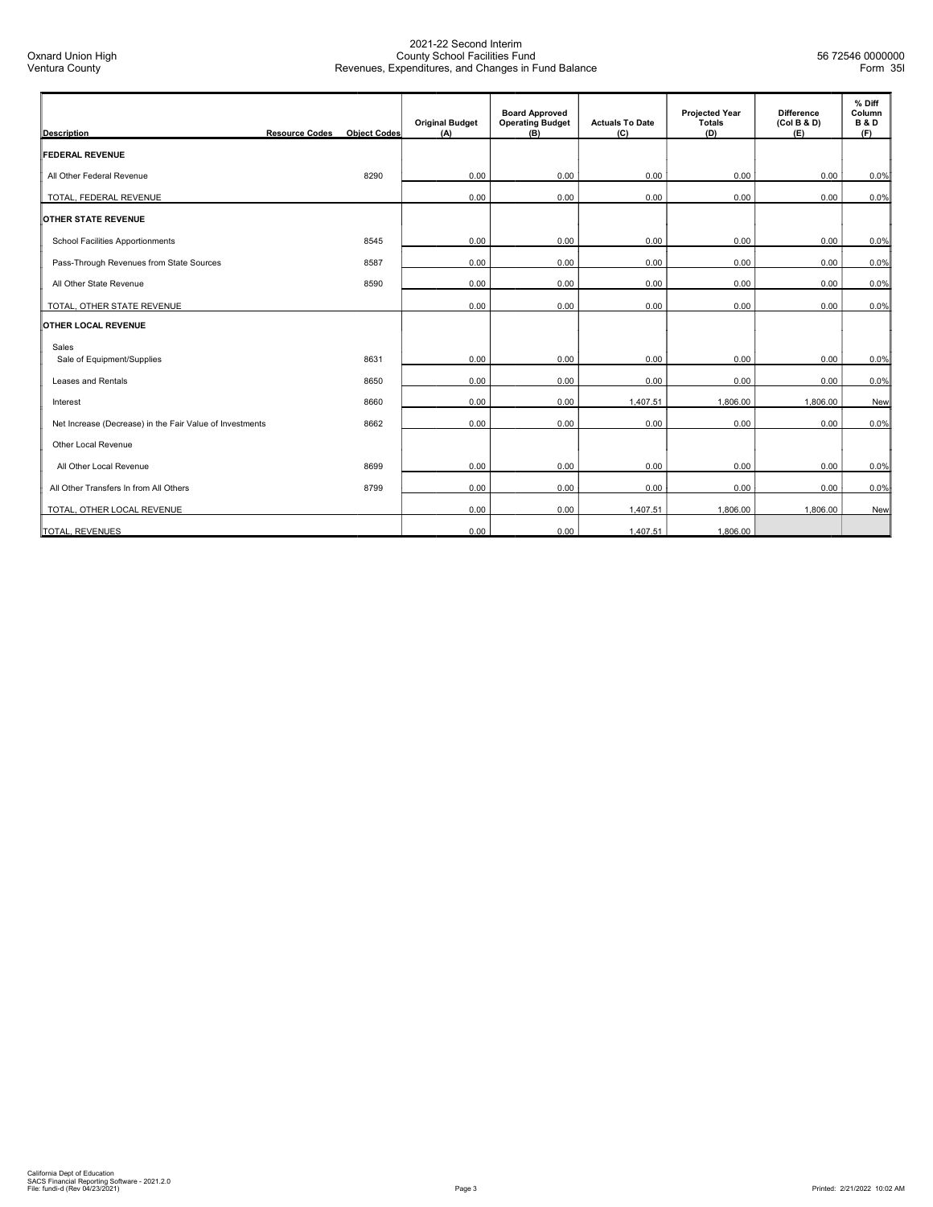Oxnard Union High
Ventura County

# 2021-22 Second Interim
## County School Facilities Fund
## Revenues, Expenditures, and Changes in Fund Balance

56 72546 0000000
Form 35I

| Description | Resource Codes | Object Codes | Original Budget (A) | Board Approved Operating Budget (B) | Actuals To Date (C) | Projected Year Totals (D) | Difference (Col B & D) (E) | % Diff Column B & D (F) |
|---|---|---|---|---|---|---|---|---|
| **FEDERAL REVENUE** | | | | | | | | |
| All Other Federal Revenue | | 8290 | 0.00 | 0.00 | 0.00 | 0.00 | 0.00 | 0.0% |
| TOTAL, FEDERAL REVENUE | | | 0.00 | 0.00 | 0.00 | 0.00 | 0.00 | 0.0% |
| **OTHER STATE REVENUE** | | | | | | | | |
| School Facilities Apportionments | | 8545 | 0.00 | 0.00 | 0.00 | 0.00 | 0.00 | 0.0% |
| Pass-Through Revenues from State Sources | | 8587 | 0.00 | 0.00 | 0.00 | 0.00 | 0.00 | 0.0% |
| All Other State Revenue | | 8590 | 0.00 | 0.00 | 0.00 | 0.00 | 0.00 | 0.0% |
| TOTAL, OTHER STATE REVENUE | | | 0.00 | 0.00 | 0.00 | 0.00 | 0.00 | 0.0% |
| **OTHER LOCAL REVENUE** | | | | | | | | |
| Sales | | | | | | | | |
| Sale of Equipment/Supplies | | 8631 | 0.00 | 0.00 | 0.00 | 0.00 | 0.00 | 0.0% |
| Leases and Rentals | | 8650 | 0.00 | 0.00 | 0.00 | 0.00 | 0.00 | 0.0% |
| Interest | | 8660 | 0.00 | 0.00 | 1,407.51 | 1,806.00 | 1,806.00 | New |
| Net Increase (Decrease) in the Fair Value of Investments | | 8662 | 0.00 | 0.00 | 0.00 | 0.00 | 0.00 | 0.0% |
| Other Local Revenue | | | | | | | | |
| All Other Local Revenue | | 8699 | 0.00 | 0.00 | 0.00 | 0.00 | 0.00 | 0.0% |
| All Other Transfers In from All Others | | 8799 | 0.00 | 0.00 | 0.00 | 0.00 | 0.00 | 0.0% |
| TOTAL, OTHER LOCAL REVENUE | | | 0.00 | 0.00 | 1,407.51 | 1,806.00 | 1,806.00 | New |
| TOTAL, REVENUES | | | 0.00 | 0.00 | 1,407.51 | 1,806.00 | | |

California Dept of Education
SACS Financial Reporting Software - 2021.2.0
File: fundi-d (Rev 04/23/2021)

Printed: 2/21/2022 10:02 AM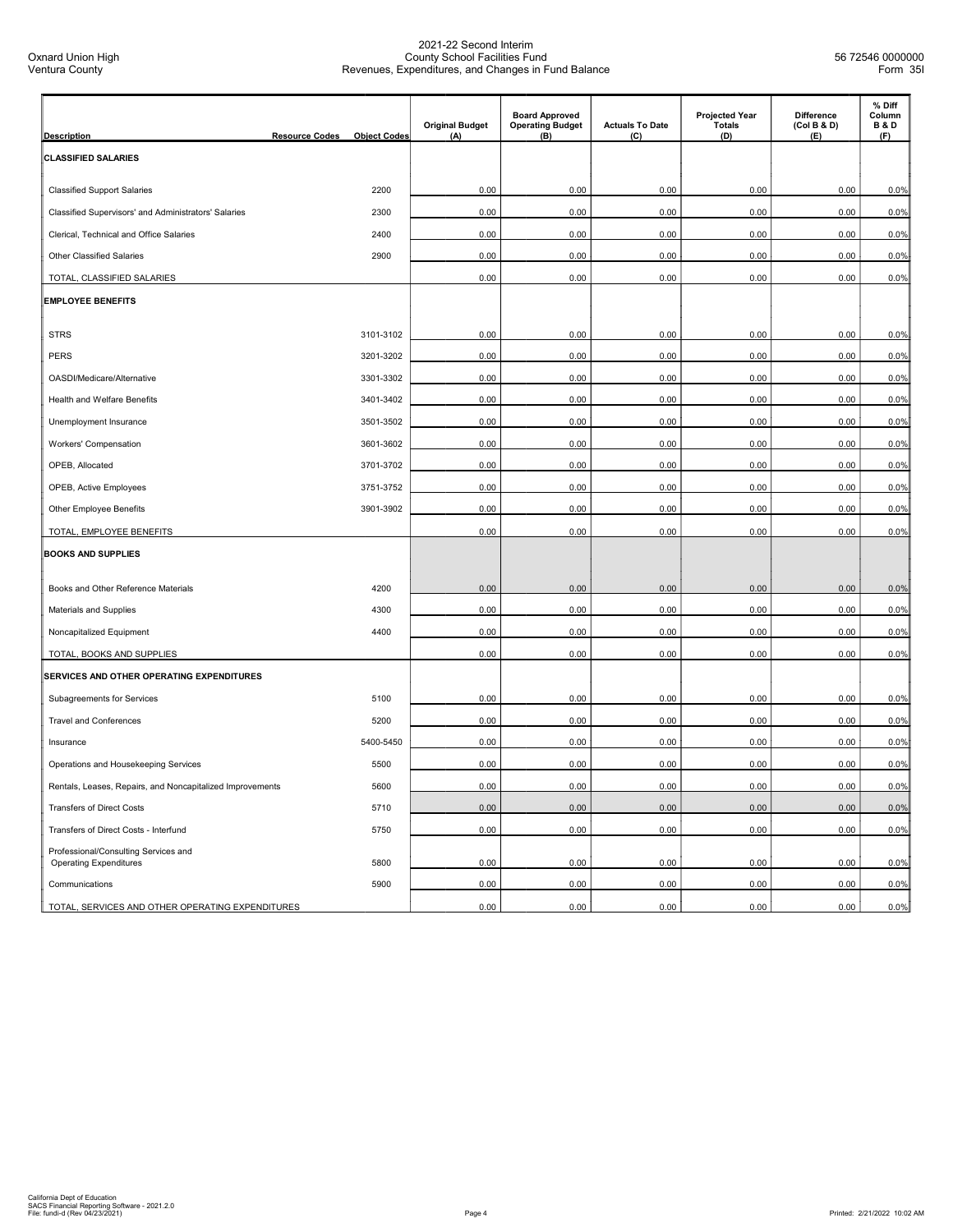| Description | Resource Codes | Object Codes | Original Budget (A) | Board Approved Operating Budget (B) | Actuals To Date (C) | Projected Year Totals (D) | Difference (Col B & D) (E) | % Diff Column B & D (F) |
|---|---|---|---|---|---|---|---|---|
| **CLASSIFIED SALARIES** | | | | | | | | |
| Classified Support Salaries | | 2200 | 0.00 | 0.00 | 0.00 | 0.00 | 0.00 | 0.0% |
| Classified Supervisors' and Administrators' Salaries | | 2300 | 0.00 | 0.00 | 0.00 | 0.00 | 0.00 | 0.0% |
| Clerical, Technical and Office Salaries | | 2400 | 0.00 | 0.00 | 0.00 | 0.00 | 0.00 | 0.0% |
| Other Classified Salaries | | 2900 | 0.00 | 0.00 | 0.00 | 0.00 | 0.00 | 0.0% |
| TOTAL, CLASSIFIED SALARIES | | | 0.00 | 0.00 | 0.00 | 0.00 | 0.00 | 0.0% |
| **EMPLOYEE BENEFITS** | | | | | | | | |
| STRS | | 3101-3102 | 0.00 | 0.00 | 0.00 | 0.00 | 0.00 | 0.0% |
| PERS | | 3201-3202 | 0.00 | 0.00 | 0.00 | 0.00 | 0.00 | 0.0% |
| OASDI/Medicare/Alternative | | 3301-3302 | 0.00 | 0.00 | 0.00 | 0.00 | 0.00 | 0.0% |
| Health and Welfare Benefits | | 3401-3402 | 0.00 | 0.00 | 0.00 | 0.00 | 0.00 | 0.0% |
| Unemployment Insurance | | 3501-3502 | 0.00 | 0.00 | 0.00 | 0.00 | 0.00 | 0.0% |
| Workers' Compensation | | 3601-3602 | 0.00 | 0.00 | 0.00 | 0.00 | 0.00 | 0.0% |
| OPEB, Allocated | | 3701-3702 | 0.00 | 0.00 | 0.00 | 0.00 | 0.00 | 0.0% |
| OPEB, Active Employees | | 3751-3752 | 0.00 | 0.00 | 0.00 | 0.00 | 0.00 | 0.0% |
| Other Employee Benefits | | 3901-3902 | 0.00 | 0.00 | 0.00 | 0.00 | 0.00 | 0.0% |
| TOTAL, EMPLOYEE BENEFITS | | | 0.00 | 0.00 | 0.00 | 0.00 | 0.00 | 0.0% |
| **BOOKS AND SUPPLIES** | | | | | | | | |
| Books and Other Reference Materials | | 4200 | 0.00 | 0.00 | 0.00 | 0.00 | 0.00 | 0.0% |
| Materials and Supplies | | 4300 | 0.00 | 0.00 | 0.00 | 0.00 | 0.00 | 0.0% |
| Noncapitalized Equipment | | 4400 | 0.00 | 0.00 | 0.00 | 0.00 | 0.00 | 0.0% |
| TOTAL, BOOKS AND SUPPLIES | | | 0.00 | 0.00 | 0.00 | 0.00 | 0.00 | 0.0% |
| **SERVICES AND OTHER OPERATING EXPENDITURES** | | | | | | | | |
| Subagreements for Services | | 5100 | 0.00 | 0.00 | 0.00 | 0.00 | 0.00 | 0.0% |
| Travel and Conferences | | 5200 | 0.00 | 0.00 | 0.00 | 0.00 | 0.00 | 0.0% |
| Insurance | | 5400-5450 | 0.00 | 0.00 | 0.00 | 0.00 | 0.00 | 0.0% |
| Operations and Housekeeping Services | | 5500 | 0.00 | 0.00 | 0.00 | 0.00 | 0.00 | 0.0% |
| Rentals, Leases, Repairs, and Noncapitalized Improvements | | 5600 | 0.00 | 0.00 | 0.00 | 0.00 | 0.00 | 0.0% |
| Transfers of Direct Costs | | 5710 | 0.00 | 0.00 | 0.00 | 0.00 | 0.00 | 0.0% |
| Transfers of Direct Costs - Interfund | | 5750 | 0.00 | 0.00 | 0.00 | 0.00 | 0.00 | 0.0% |
| Professional/Consulting Services and Operating Expenditures | | 5800 | 0.00 | 0.00 | 0.00 | 0.00 | 0.00 | 0.0% |
| Communications | | 5900 | 0.00 | 0.00 | 0.00 | 0.00 | 0.00 | 0.0% |
| TOTAL, SERVICES AND OTHER OPERATING EXPENDITURES | | | 0.00 | 0.00 | 0.00 | 0.00 | 0.00 | 0.0% |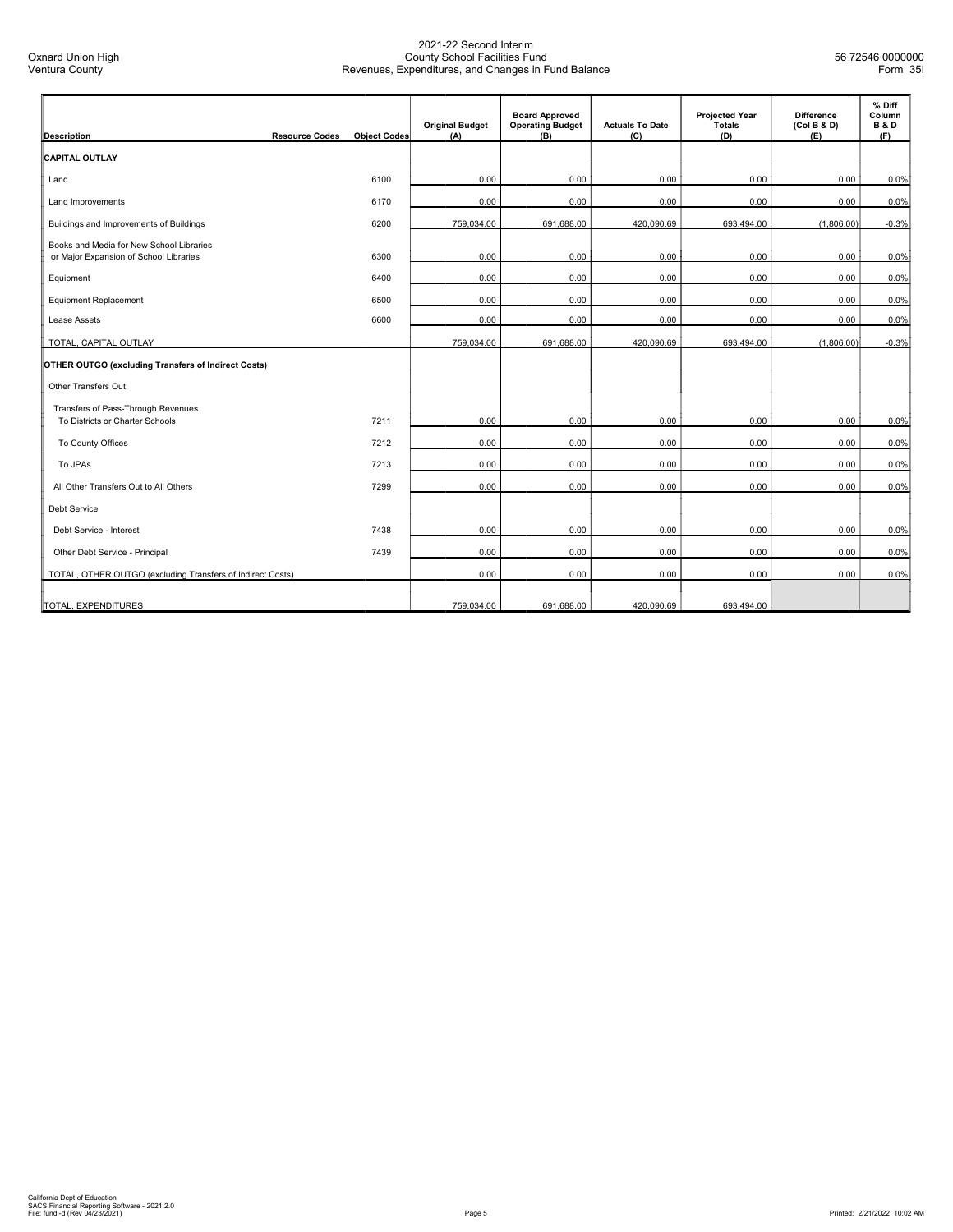| Description | Resource Codes | Object Codes | Original Budget (A) | Board Approved Operating Budget (B) | Actuals To Date (C) | Projected Year Totals (D) | Difference (Col B & D) (E) | % Diff Column B & D (F) |
|---|---|---|---|---|---|---|---|---|
| **CAPITAL OUTLAY** | | | | | | | | |
| Land | | 6100 | 0.00 | 0.00 | 0.00 | 0.00 | 0.00 | 0.0% |
| Land Improvements | | 6170 | 0.00 | 0.00 | 0.00 | 0.00 | 0.00 | 0.0% |
| Buildings and Improvements of Buildings | | 6200 | 759,034.00 | 691,688.00 | 420,090.69 | 693,494.00 | (1,806.00) | -0.3% |
| Books and Media for New School Libraries or Major Expansion of School Libraries | | 6300 | 0.00 | 0.00 | 0.00 | 0.00 | 0.00 | 0.0% |
| Equipment | | 6400 | 0.00 | 0.00 | 0.00 | 0.00 | 0.00 | 0.0% |
| Equipment Replacement | | 6500 | 0.00 | 0.00 | 0.00 | 0.00 | 0.00 | 0.0% |
| Lease Assets | | 6600 | 0.00 | 0.00 | 0.00 | 0.00 | 0.00 | 0.0% |
| TOTAL, CAPITAL OUTLAY | | | 759,034.00 | 691,688.00 | 420,090.69 | 693,494.00 | (1,806.00) | -0.3% |
| **OTHER OUTGO (excluding Transfers of Indirect Costs)** | | | | | | | | |
| Other Transfers Out | | | | | | | | |
| Transfers of Pass-Through Revenues To Districts or Charter Schools | | 7211 | 0.00 | 0.00 | 0.00 | 0.00 | 0.00 | 0.0% |
| To County Offices | | 7212 | 0.00 | 0.00 | 0.00 | 0.00 | 0.00 | 0.0% |
| To JPAs | | 7213 | 0.00 | 0.00 | 0.00 | 0.00 | 0.00 | 0.0% |
| All Other Transfers Out to All Others | | 7299 | 0.00 | 0.00 | 0.00 | 0.00 | 0.00 | 0.0% |
| Debt Service | | | | | | | | |
| Debt Service - Interest | | 7438 | 0.00 | 0.00 | 0.00 | 0.00 | 0.00 | 0.0% |
| Other Debt Service - Principal | | 7439 | 0.00 | 0.00 | 0.00 | 0.00 | 0.00 | 0.0% |
| TOTAL, OTHER OUTGO (excluding Transfers of Indirect Costs) | | | 0.00 | 0.00 | 0.00 | 0.00 | 0.00 | 0.0% |
| TOTAL, EXPENDITURES | | | 759,034.00 | 691,688.00 | 420,090.69 | 693,494.00 | | |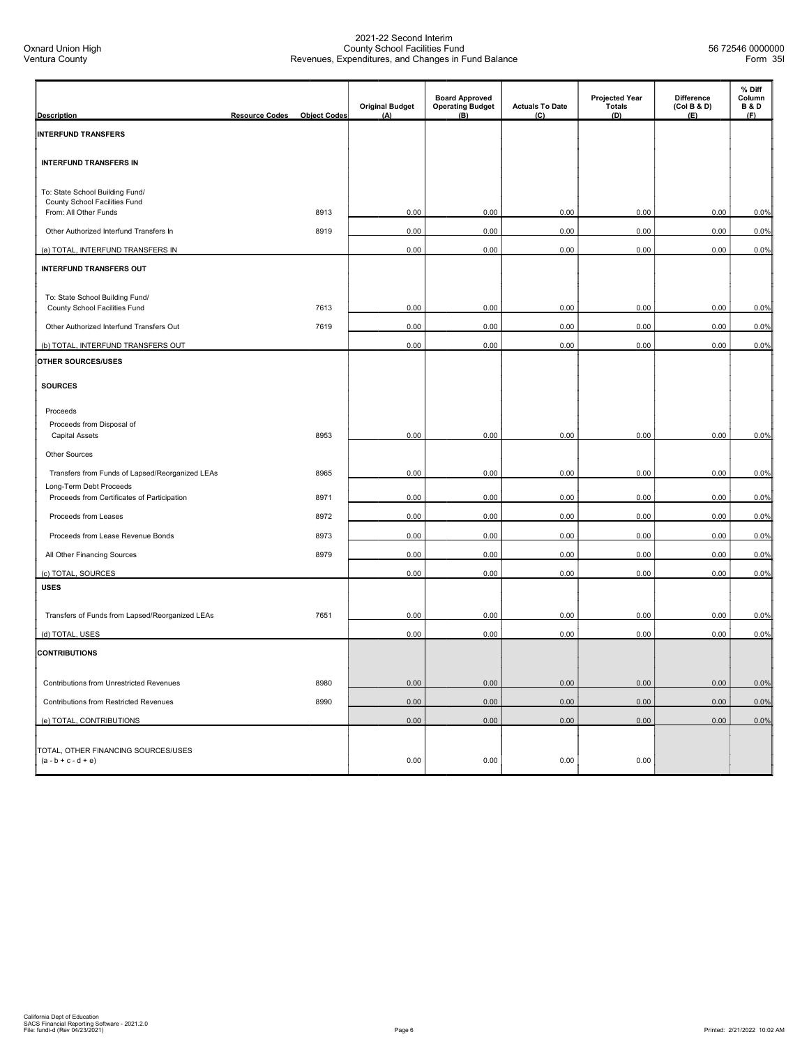Oxnard Union High
Ventura County

2021-22 Second Interim
County School Facilities Fund
Revenues, Expenditures, and Changes in Fund Balance

56 72546 0000000
Form 35I

| Description | Resource Codes | Object Codes | Original Budget (A) | Board Approved Operating Budget (B) | Actuals To Date (C) | Projected Year Totals (D) | Difference (Col B & D) (E) | % Diff Column B & D (F) |
|---|---|---|---|---|---|---|---|---|
| **INTERFUND TRANSFERS** | | | | | | | | |
| **INTERFUND TRANSFERS IN** | | | | | | | | |
| To: State School Building Fund/ County School Facilities Fund From: All Other Funds | | 8913 | 0.00 | 0.00 | 0.00 | 0.00 | 0.00 | 0.0% |
| Other Authorized Interfund Transfers In | | 8919 | 0.00 | 0.00 | 0.00 | 0.00 | 0.00 | 0.0% |
| (a) TOTAL, INTERFUND TRANSFERS IN | | | 0.00 | 0.00 | 0.00 | 0.00 | 0.00 | 0.0% |
| **INTERFUND TRANSFERS OUT** | | | | | | | | |
| To: State School Building Fund/ County School Facilities Fund | | 7613 | 0.00 | 0.00 | 0.00 | 0.00 | 0.00 | 0.0% |
| Other Authorized Interfund Transfers Out | | 7619 | 0.00 | 0.00 | 0.00 | 0.00 | 0.00 | 0.0% |
| (b) TOTAL, INTERFUND TRANSFERS OUT | | | 0.00 | 0.00 | 0.00 | 0.00 | 0.00 | 0.0% |
| **OTHER SOURCES/USES** | | | | | | | | |
| **SOURCES** | | | | | | | | |
| Proceeds | | | | | | | | |
| Proceeds from Disposal of Capital Assets | | 8953 | 0.00 | 0.00 | 0.00 | 0.00 | 0.00 | 0.0% |
| Other Sources | | | | | | | | |
| Transfers from Funds of Lapsed/Reorganized LEAs | | 8965 | 0.00 | 0.00 | 0.00 | 0.00 | 0.00 | 0.0% |
| Long-Term Debt Proceeds | | | | | | | | |
| Proceeds from Certificates of Participation | | 8971 | 0.00 | 0.00 | 0.00 | 0.00 | 0.00 | 0.0% |
| Proceeds from Leases | | 8972 | 0.00 | 0.00 | 0.00 | 0.00 | 0.00 | 0.0% |
| Proceeds from Lease Revenue Bonds | | 8973 | 0.00 | 0.00 | 0.00 | 0.00 | 0.00 | 0.0% |
| All Other Financing Sources | | 8979 | 0.00 | 0.00 | 0.00 | 0.00 | 0.00 | 0.0% |
| (c) TOTAL, SOURCES | | | 0.00 | 0.00 | 0.00 | 0.00 | 0.00 | 0.0% |
| **USES** | | | | | | | | |
| Transfers of Funds from Lapsed/Reorganized LEAs | | 7651 | 0.00 | 0.00 | 0.00 | 0.00 | 0.00 | 0.0% |
| (d) TOTAL, USES | | | 0.00 | 0.00 | 0.00 | 0.00 | 0.00 | 0.0% |
| **CONTRIBUTIONS** | | | | | | | | |
| Contributions from Unrestricted Revenues | | 8980 | 0.00 | 0.00 | 0.00 | 0.00 | 0.00 | 0.0% |
| Contributions from Restricted Revenues | | 8990 | 0.00 | 0.00 | 0.00 | 0.00 | 0.00 | 0.0% |
| (e) TOTAL, CONTRIBUTIONS | | | 0.00 | 0.00 | 0.00 | 0.00 | 0.00 | 0.0% |
| TOTAL, OTHER FINANCING SOURCES/USES (a - b + c - d + e) | | | 0.00 | 0.00 | 0.00 | 0.00 | | |

California Dept of Education
SACS Financial Reporting Software - 2021.2.0
File: fundi-d (Rev 04/23/2021)

Printed: 2/21/2022 10:02 AM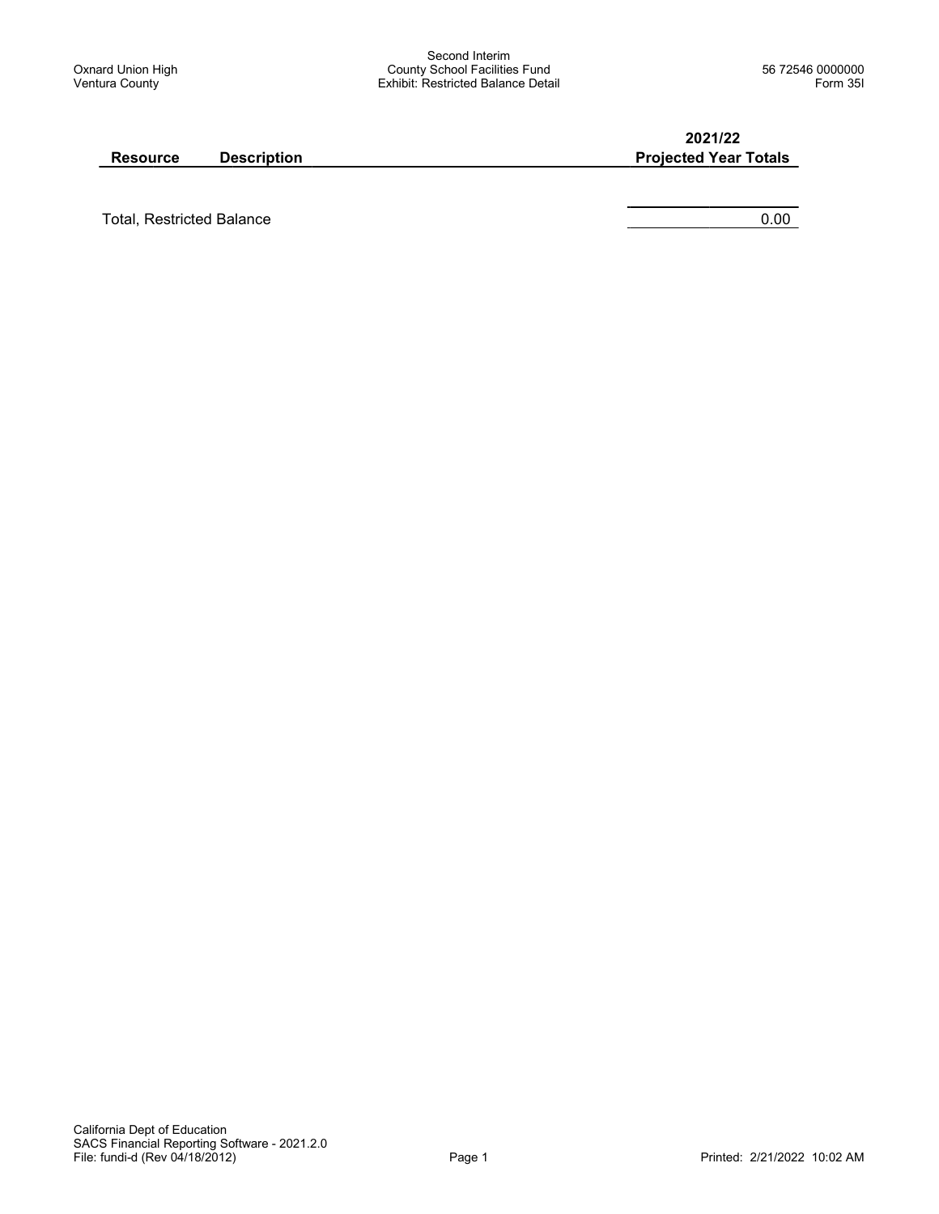Oxnard Union High
Ventura County

Second Interim
County School Facilities Fund
Exhibit: Restricted Balance Detail

56 72546 0000000
Form 35I

| Resource | Description | 2021/22 Projected Year Totals |
|---|---|---|
| Total, Restricted Balance | | 0.00 |

California Dept of Education
SACS Financial Reporting Software - 2021.2.0
File: fundi-d (Rev 04/18/2012)

Printed: 2/21/2022 10:02 AM